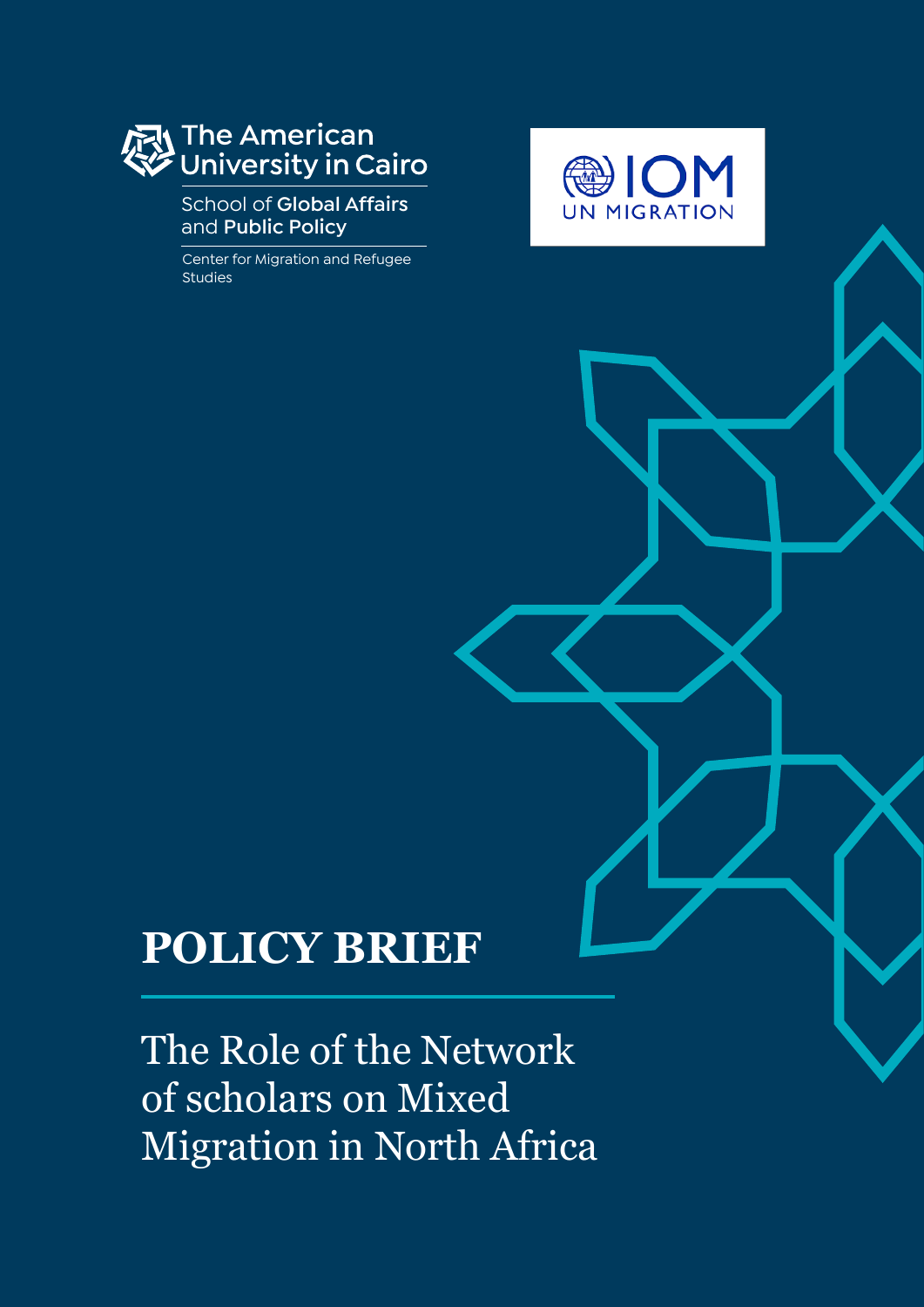The American University in Cairo

School of Global Affairs and Public Policy

Center for Migration and Refugee Studies

IOM UN MIGRATION

# POLICY BRIEF

## The Role of the Network of scholars on Mixed Migration in North Africa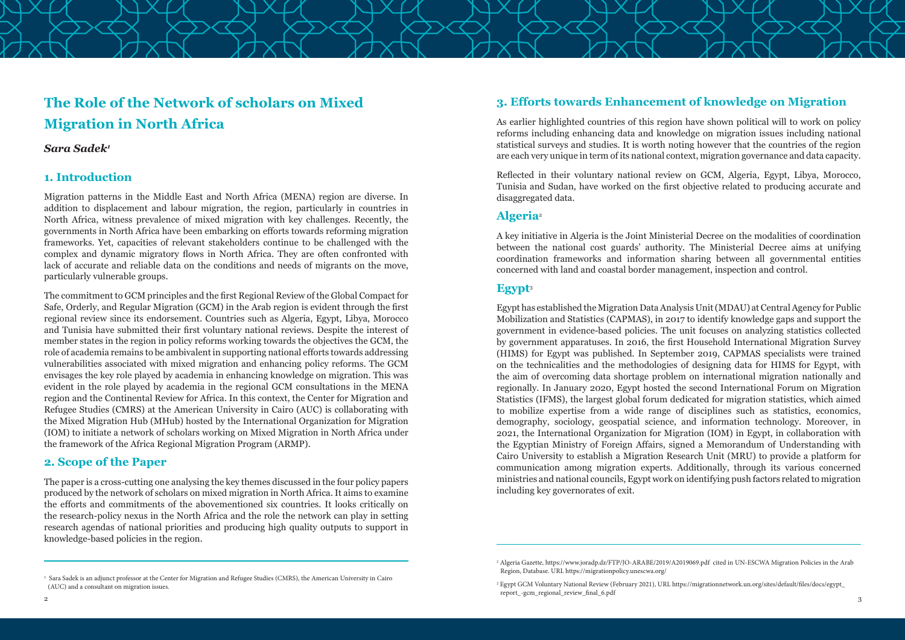# The Role of the Network of scholars on Mixed Migration in North Africa

***Sara Sadek*[1]**

## 1. Introduction

Migration patterns in the Middle East and North Africa (MENA) region are diverse. In addition to displacement and labour migration, the region, particularly in countries in North Africa, witness prevalence of mixed migration with key challenges. Recently, the governments in North Africa have been embarking on efforts towards reforming migration frameworks. Yet, capacities of relevant stakeholders continue to be challenged with the complex and dynamic migratory flows in North Africa. They are often confronted with lack of accurate and reliable data on the conditions and needs of migrants on the move, particularly vulnerable groups.

The commitment to GCM principles and the first Regional Review of the Global Compact for Safe, Orderly, and Regular Migration (GCM) in the Arab region is evident through the first regional review since its endorsement. Countries such as Algeria, Egypt, Libya, Morocco and Tunisia have submitted their first voluntary national reviews. Despite the interest of member states in the region in policy reforms working towards the objectives the GCM, the role of academia remains to be ambivalent in supporting national efforts towards addressing vulnerabilities associated with mixed migration and enhancing policy reforms. The GCM envisages the key role played by academia in enhancing knowledge on migration. This was evident in the role played by academia in the regional GCM consultations in the MENA region and the Continental Review for Africa. In this context, the Center for Migration and Refugee Studies (CMRS) at the American University in Cairo (AUC) is collaborating with the Mixed Migration Hub (MHub) hosted by the International Organization for Migration (IOM) to initiate a network of scholars working on Mixed Migration in North Africa under the framework of the Africa Regional Migration Program (ARMP).

## 2. Scope of the Paper

The paper is a cross-cutting one analysing the key themes discussed in the four policy papers produced by the network of scholars on mixed migration in North Africa. It aims to examine the efforts and commitments of the abovementioned six countries. It looks critically on the research-policy nexus in the North Africa and the role the network can play in setting research agendas of national priorities and producing high quality outputs to support in knowledge-based policies in the region.

[1] Sara Sadek is an adjunct professor at the Center for Migration and Refugee Studies (CMRS), the American University in Cairo (AUC) and a consultant on migration issues.

## 3. Efforts towards Enhancement of knowledge on Migration

As earlier highlighted countries of this region have shown political will to work on policy reforms including enhancing data and knowledge on migration issues including national statistical surveys and studies. It is worth noting however that the countries of the region are each very unique in term of its national context, migration governance and data capacity.

Reflected in their voluntary national review on GCM, Algeria, Egypt, Libya, Morocco, Tunisia and Sudan, have worked on the first objective related to producing accurate and disaggregated data.

### Algeria[2]

A key initiative in Algeria is the Joint Ministerial Decree on the modalities of coordination between the national cost guards' authority. The Ministerial Decree aims at unifying coordination frameworks and information sharing between all governmental entities concerned with land and coastal border management, inspection and control.

### Egypt[3]

Egypt has established the Migration Data Analysis Unit (MDAU) at Central Agency for Public Mobilization and Statistics (CAPMAS), in 2017 to identify knowledge gaps and support the government in evidence-based policies. The unit focuses on analyzing statistics collected by government apparatuses. In 2016, the first Household International Migration Survey (HIMS) for Egypt was published. In September 2019, CAPMAS specialists were trained on the technicalities and the methodologies of designing data for HIMS for Egypt, with the aim of overcoming data shortage problem on international migration nationally and regionally. In January 2020, Egypt hosted the second International Forum on Migration Statistics (IFMS), the largest global forum dedicated for migration statistics, which aimed to mobilize expertise from a wide range of disciplines such as statistics, economics, demography, sociology, geospatial science, and information technology. Moreover, in 2021, the International Organization for Migration (IOM) in Egypt, in collaboration with the Egyptian Ministry of Foreign Affairs, signed a Memorandum of Understanding with Cairo University to establish a Migration Research Unit (MRU) to provide a platform for communication among migration experts. Additionally, through its various concerned ministries and national councils, Egypt work on identifying push factors related to migration including key governorates of exit.

[2] Algeria Gazette, https://www.joradp.dz/FTP/JO-ARABE/2019/A2019069.pdf cited in UN-ESCWA Migration Policies in the Arab Region, Database. URL https://migrationpolicy.unescwa.org/

[2] Egypt GCM Voluntary National Review (February 2021), URL https://migrationnetwork.un.org/sites/default/files/docs/egypt_report_-gcm_regional_review_final_6.pdf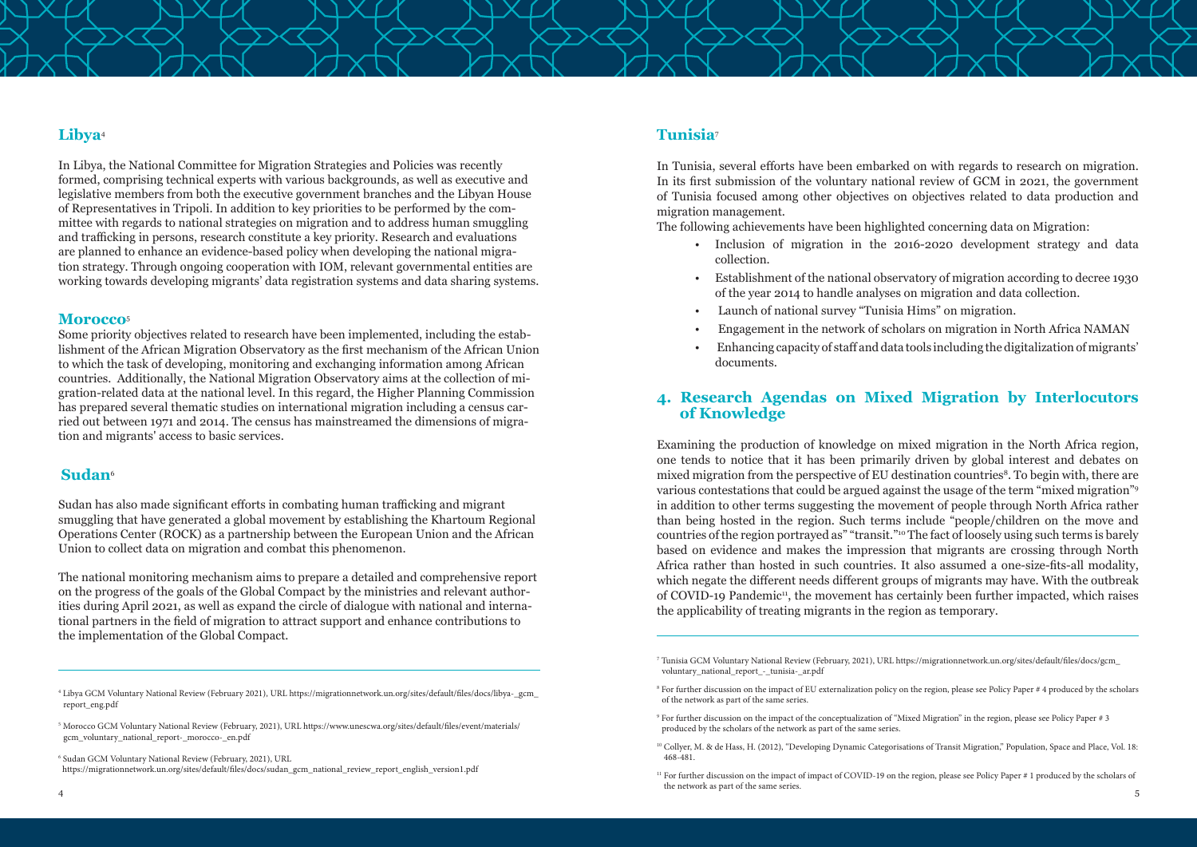### Libya[4]

In Libya, the National Committee for Migration Strategies and Policies was recently formed, comprising technical experts with various backgrounds, as well as executive and legislative members from both the executive government branches and the Libyan House of Representatives in Tripoli. In addition to key priorities to be performed by the committee with regards to national strategies on migration and to address human smuggling and trafficking in persons, research constitute a key priority. Research and evaluations are planned to enhance an evidence-based policy when developing the national migration strategy. Through ongoing cooperation with IOM, relevant governmental entities are working towards developing migrants' data registration systems and data sharing systems.

### Morocco[5]

Some priority objectives related to research have been implemented, including the establishment of the African Migration Observatory as the first mechanism of the African Union to which the task of developing, monitoring and exchanging information among African countries. Additionally, the National Migration Observatory aims at the collection of migration-related data at the national level. In this regard, the Higher Planning Commission has prepared several thematic studies on international migration including a census carried out between 1971 and 2014. The census has mainstreamed the dimensions of migration and migrants' access to basic services.

### Sudan[6]

Sudan has also made significant efforts in combating human trafficking and migrant smuggling that have generated a global movement by establishing the Khartoum Regional Operations Center (ROCK) as a partnership between the European Union and the African Union to collect data on migration and combat this phenomenon.

The national monitoring mechanism aims to prepare a detailed and comprehensive report on the progress of the goals of the Global Compact by the ministries and relevant authorities during April 2021, as well as expand the circle of dialogue with national and international partners in the field of migration to attract support and enhance contributions to the implementation of the Global Compact.

### Tunisia[7]

In Tunisia, several efforts have been embarked on with regards to research on migration. In its first submission of the voluntary national review of GCM in 2021, the government of Tunisia focused among other objectives on objectives related to data production and migration management.

The following achievements have been highlighted concerning data on Migration:

- Inclusion of migration in the 2016-2020 development strategy and data collection.
- Establishment of the national observatory of migration according to decree 1930 of the year 2014 to handle analyses on migration and data collection.
- Launch of national survey "Tunisia Hims" on migration.
- Engagement in the network of scholars on migration in North Africa NAMAN
- Enhancing capacity of staff and data tools including the digitalization of migrants' documents.

## 4. Research Agendas on Mixed Migration by Interlocutors of Knowledge

Examining the production of knowledge on mixed migration in the North Africa region, one tends to notice that it has been primarily driven by global interest and debates on mixed migration from the perspective of EU destination countries[8]. To begin with, there are various contestations that could be argued against the usage of the term "mixed migration"[9] in addition to other terms suggesting the movement of people through North Africa rather than being hosted in the region. Such terms include "people/children on the move and countries of the region portrayed as" "transit."[10] The fact of loosely using such terms is barely based on evidence and makes the impression that migrants are crossing through North Africa rather than hosted in such countries. It also assumed a one-size-fits-all modality, which negate the different needs different groups of migrants may have. With the outbreak of COVID-19 Pandemic[11], the movement has certainly been further impacted, which raises the applicability of treating migrants in the region as temporary.

---

[4] Libya GCM Voluntary National Review (February 2021), URL https://migrationnetwork.un.org/sites/default/files/docs/libya-_gcm_report_eng.pdf

[5] Morocco GCM Voluntary National Review (February, 2021), URL https://www.unescwa.org/sites/default/files/event/materials/gcm_voluntary_national_report-_morocco-_en.pdf

[6] Sudan GCM Voluntary National Review (February, 2021), URL https://migrationnetwork.un.org/sites/default/files/docs/sudan_gcm_national_review_report_english_version1.pdf

[7] Tunisia GCM Voluntary National Review (February, 2021), URL https://migrationnetwork.un.org/sites/default/files/docs/gcm_voluntary_national_report_-_tunisia-_ar.pdf

[8] For further discussion on the impact of EU externalization policy on the region, please see Policy Paper # 4 produced by the scholars of the network as part of the same series.

[9] For further discussion on the impact of the conceptualization of "Mixed Migration" in the region, please see Policy Paper # 3 produced by the scholars of the network as part of the same series.

[10] Collyer, M. & de Hass, H. (2012), "Developing Dynamic Categorisations of Transit Migration," Population, Space and Place, Vol. 18: 468-481.

[11] For further discussion on the impact of impact of COVID-19 on the region, please see Policy Paper # 1 produced by the scholars of the network as part of the same series.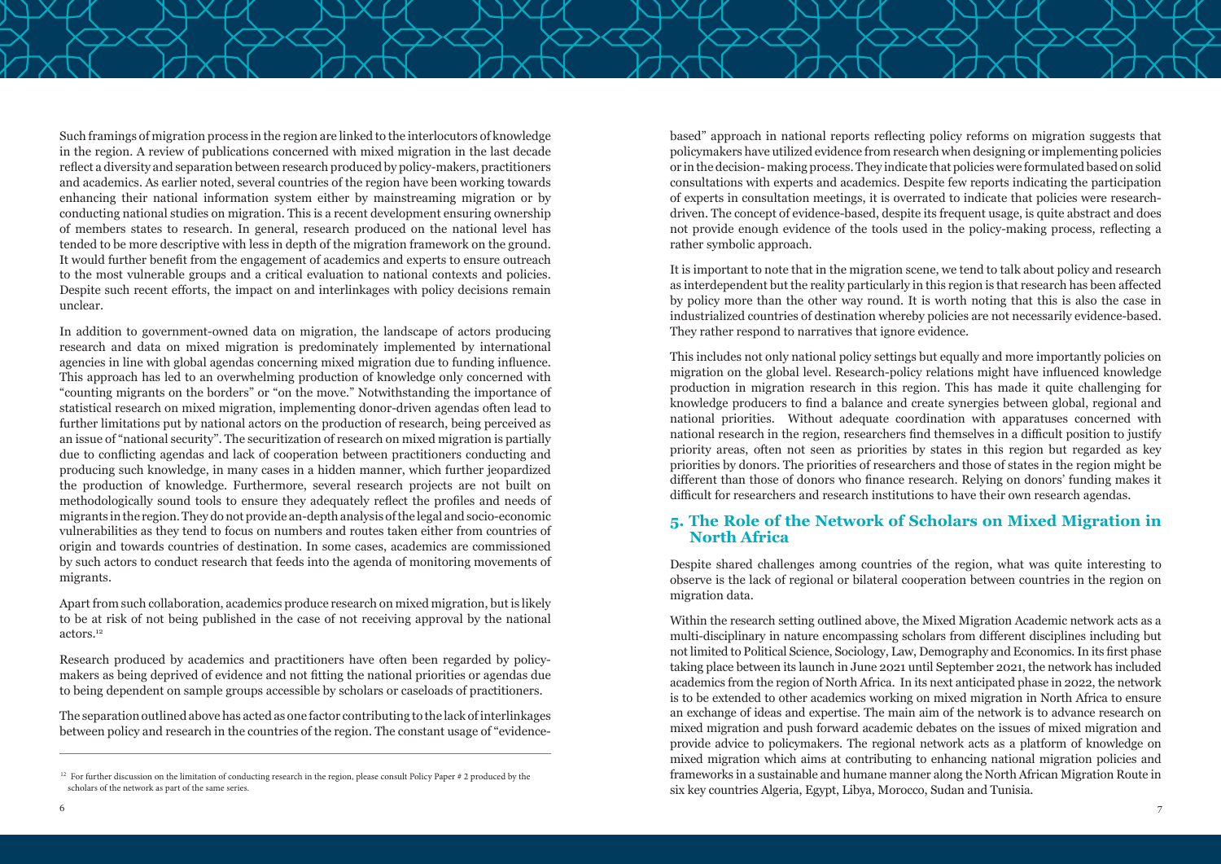Such framings of migration process in the region are linked to the interlocutors of knowledge in the region. A review of publications concerned with mixed migration in the last decade reflect a diversity and separation between research produced by policy-makers, practitioners and academics. As earlier noted, several countries of the region have been working towards enhancing their national information system either by mainstreaming migration or by conducting national studies on migration. This is a recent development ensuring ownership of members states to research. In general, research produced on the national level has tended to be more descriptive with less in depth of the migration framework on the ground. It would further benefit from the engagement of academics and experts to ensure outreach to the most vulnerable groups and a critical evaluation to national contexts and policies. Despite such recent efforts, the impact on and interlinkages with policy decisions remain unclear.

In addition to government-owned data on migration, the landscape of actors producing research and data on mixed migration is predominately implemented by international agencies in line with global agendas concerning mixed migration due to funding influence. This approach has led to an overwhelming production of knowledge only concerned with "counting migrants on the borders" or "on the move." Notwithstanding the importance of statistical research on mixed migration, implementing donor-driven agendas often lead to further limitations put by national actors on the production of research, being perceived as an issue of "national security". The securitization of research on mixed migration is partially due to conflicting agendas and lack of cooperation between practitioners conducting and producing such knowledge, in many cases in a hidden manner, which further jeopardized the production of knowledge. Furthermore, several research projects are not built on methodologically sound tools to ensure they adequately reflect the profiles and needs of migrants in the region. They do not provide an-depth analysis of the legal and socio-economic vulnerabilities as they tend to focus on numbers and routes taken either from countries of origin and towards countries of destination. In some cases, academics are commissioned by such actors to conduct research that feeds into the agenda of monitoring movements of migrants.

Apart from such collaboration, academics produce research on mixed migration, but is likely to be at risk of not being published in the case of not receiving approval by the national actors.[12]

Research produced by academics and practitioners have often been regarded by policy-makers as being deprived of evidence and not fitting the national priorities or agendas due to being dependent on sample groups accessible by scholars or caseloads of practitioners.

The separation outlined above has acted as one factor contributing to the lack of interlinkages between policy and research in the countries of the region. The constant usage of "evidence-based" approach in national reports reflecting policy reforms on migration suggests that policymakers have utilized evidence from research when designing or implementing policies or in the decision- making process. They indicate that policies were formulated based on solid consultations with experts and academics. Despite few reports indicating the participation of experts in consultation meetings, it is overrated to indicate that policies were research-driven. The concept of evidence-based, despite its frequent usage, is quite abstract and does not provide enough evidence of the tools used in the policy-making process, reflecting a rather symbolic approach.

It is important to note that in the migration scene, we tend to talk about policy and research as interdependent but the reality particularly in this region is that research has been affected by policy more than the other way round. It is worth noting that this is also the case in industrialized countries of destination whereby policies are not necessarily evidence-based. They rather respond to narratives that ignore evidence.

This includes not only national policy settings but equally and more importantly policies on migration on the global level. Research-policy relations might have influenced knowledge production in migration research in this region. This has made it quite challenging for knowledge producers to find a balance and create synergies between global, regional and national priorities. Without adequate coordination with apparatuses concerned with national research in the region, researchers find themselves in a difficult position to justify priority areas, often not seen as priorities by states in this region but regarded as key priorities by donors. The priorities of researchers and those of states in the region might be different than those of donors who finance research. Relying on donors' funding makes it difficult for researchers and research institutions to have their own research agendas.

## 5. The Role of the Network of Scholars on Mixed Migration in North Africa

Despite shared challenges among countries of the region, what was quite interesting to observe is the lack of regional or bilateral cooperation between countries in the region on migration data.

Within the research setting outlined above, the Mixed Migration Academic network acts as a multi-disciplinary in nature encompassing scholars from different disciplines including but not limited to Political Science, Sociology, Law, Demography and Economics. In its first phase taking place between its launch in June 2021 until September 2021, the network has included academics from the region of North Africa. In its next anticipated phase in 2022, the network is to be extended to other academics working on mixed migration in North Africa to ensure an exchange of ideas and expertise. The main aim of the network is to advance research on mixed migration and push forward academic debates on the issues of mixed migration and provide advice to policymakers. The regional network acts as a platform of knowledge on mixed migration which aims at contributing to enhancing national migration policies and frameworks in a sustainable and humane manner along the North African Migration Route in six key countries Algeria, Egypt, Libya, Morocco, Sudan and Tunisia.

[12] For further discussion on the limitation of conducting research in the region, please consult Policy Paper # 2 produced by the scholars of the network as part of the same series.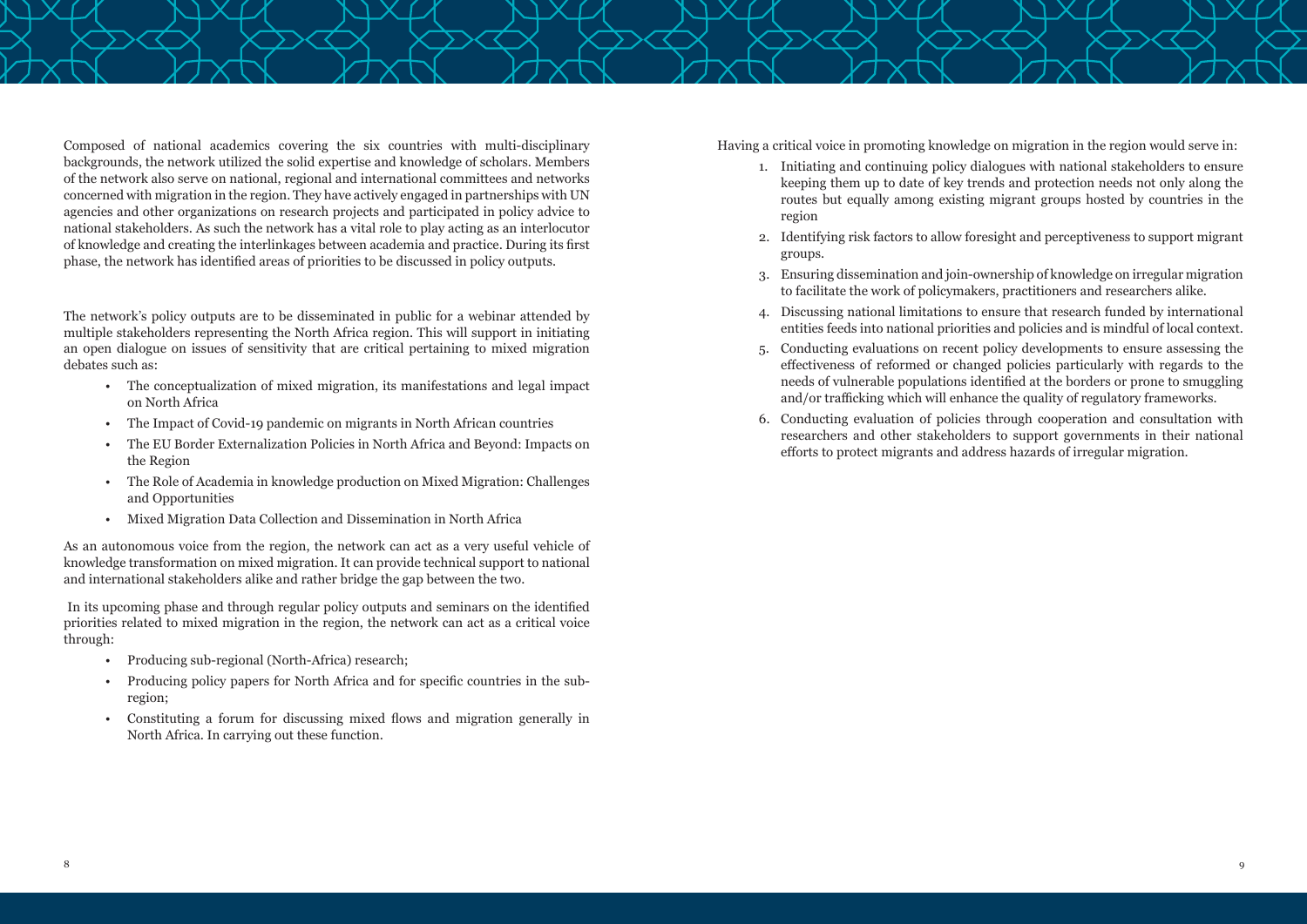Composed of national academics covering the six countries with multi-disciplinary backgrounds, the network utilized the solid expertise and knowledge of scholars. Members of the network also serve on national, regional and international committees and networks concerned with migration in the region. They have actively engaged in partnerships with UN agencies and other organizations on research projects and participated in policy advice to national stakeholders. As such the network has a vital role to play acting as an interlocutor of knowledge and creating the interlinkages between academia and practice. During its first phase, the network has identified areas of priorities to be discussed in policy outputs.

The network's policy outputs are to be disseminated in public for a webinar attended by multiple stakeholders representing the North Africa region. This will support in initiating an open dialogue on issues of sensitivity that are critical pertaining to mixed migration debates such as:

- The conceptualization of mixed migration, its manifestations and legal impact on North Africa
- The Impact of Covid-19 pandemic on migrants in North African countries
- The EU Border Externalization Policies in North Africa and Beyond: Impacts on the Region
- The Role of Academia in knowledge production on Mixed Migration: Challenges and Opportunities
- Mixed Migration Data Collection and Dissemination in North Africa

As an autonomous voice from the region, the network can act as a very useful vehicle of knowledge transformation on mixed migration. It can provide technical support to national and international stakeholders alike and rather bridge the gap between the two.

In its upcoming phase and through regular policy outputs and seminars on the identified priorities related to mixed migration in the region, the network can act as a critical voice through:

- Producing sub-regional (North-Africa) research;
- Producing policy papers for North Africa and for specific countries in the sub-region;
- Constituting a forum for discussing mixed flows and migration generally in North Africa. In carrying out these function.

Having a critical voice in promoting knowledge on migration in the region would serve in:

1. Initiating and continuing policy dialogues with national stakeholders to ensure keeping them up to date of key trends and protection needs not only along the routes but equally among existing migrant groups hosted by countries in the region
2. Identifying risk factors to allow foresight and perceptiveness to support migrant groups.
3. Ensuring dissemination and join-ownership of knowledge on irregular migration to facilitate the work of policymakers, practitioners and researchers alike.
4. Discussing national limitations to ensure that research funded by international entities feeds into national priorities and policies and is mindful of local context.
5. Conducting evaluations on recent policy developments to ensure assessing the effectiveness of reformed or changed policies particularly with regards to the needs of vulnerable populations identified at the borders or prone to smuggling and/or trafficking which will enhance the quality of regulatory frameworks.
6. Conducting evaluation of policies through cooperation and consultation with researchers and other stakeholders to support governments in their national efforts to protect migrants and address hazards of irregular migration.